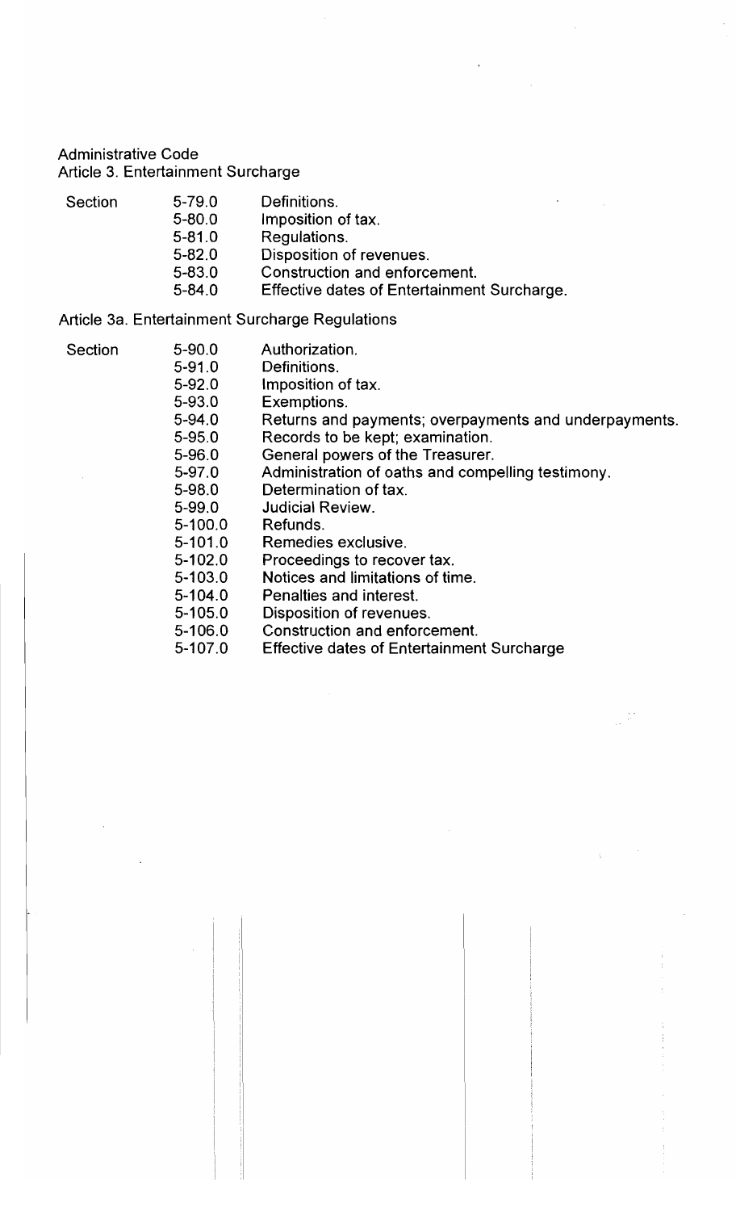Administrative Code
Article 3. Entertainment Surcharge

| Section | | |
|---|---|---|
| | 5-79.0 | Definitions. |
| | 5-80.0 | Imposition of tax. |
| | 5-81.0 | Regulations. |
| | 5-82.0 | Disposition of revenues. |
| | 5-83.0 | Construction and enforcement. |
| | 5-84.0 | Effective dates of Entertainment Surcharge. |

Article 3a. Entertainment Surcharge Regulations

| Section | | |
|---|---|---|
| | 5-90.0 | Authorization. |
| | 5-91.0 | Definitions. |
| | 5-92.0 | Imposition of tax. |
| | 5-93.0 | Exemptions. |
| | 5-94.0 | Returns and payments; overpayments and underpayments. |
| | 5-95.0 | Records to be kept; examination. |
| | 5-96.0 | General powers of the Treasurer. |
| | 5-97.0 | Administration of oaths and compelling testimony. |
| | 5-98.0 | Determination of tax. |
| | 5-99.0 | Judicial Review. |
| | 5-100.0 | Refunds. |
| | 5-101.0 | Remedies exclusive. |
| | 5-102.0 | Proceedings to recover tax. |
| | 5-103.0 | Notices and limitations of time. |
| | 5-104.0 | Penalties and interest. |
| | 5-105.0 | Disposition of revenues. |
| | 5-106.0 | Construction and enforcement. |
| | 5-107.0 | Effective dates of Entertainment Surcharge |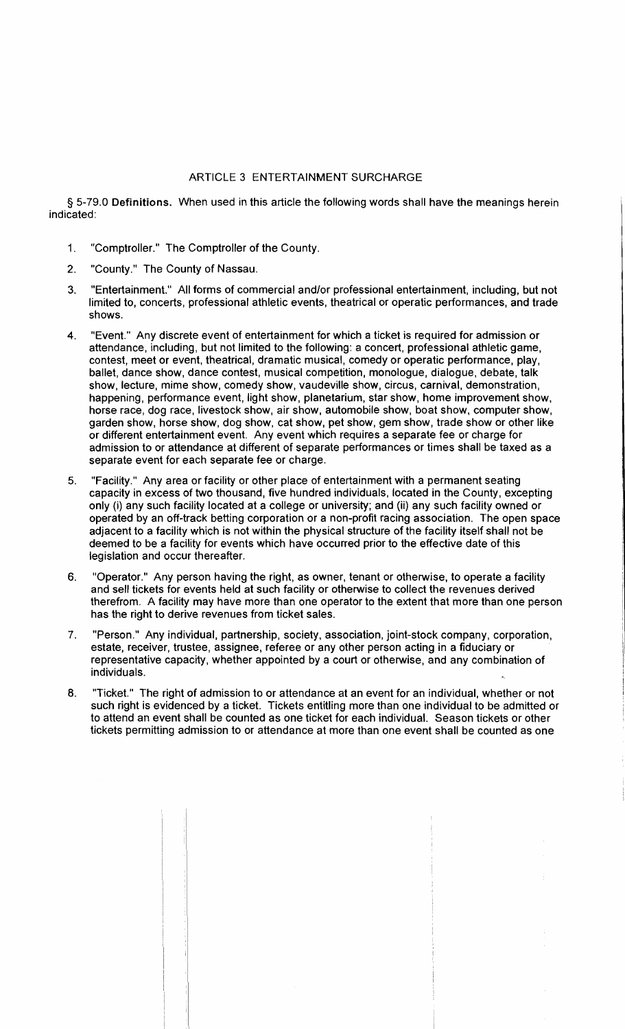## ARTICLE 3 ENTERTAINMENT SURCHARGE

§ 5-79.0 **Definitions.** When used in this article the following words shall have the meanings herein indicated:

1. "Comptroller." The Comptroller of the County.
2. "County." The County of Nassau.
3. "Entertainment." All forms of commercial and/or professional entertainment, including, but not limited to, concerts, professional athletic events, theatrical or operatic performances, and trade shows.
4. "Event." Any discrete event of entertainment for which a ticket is required for admission or attendance, including, but not limited to the following: a concert, professional athletic game, contest, meet or event, theatrical, dramatic musical, comedy or operatic performance, play, ballet, dance show, dance contest, musical competition, monologue, dialogue, debate, talk show, lecture, mime show, comedy show, vaudeville show, circus, carnival, demonstration, happening, performance event, light show, planetarium, star show, home improvement show, horse race, dog race, livestock show, air show, automobile show, boat show, computer show, garden show, horse show, dog show, cat show, pet show, gem show, trade show or other like or different entertainment event. Any event which requires a separate fee or charge for admission to or attendance at different of separate performances or times shall be taxed as a separate event for each separate fee or charge.
5. "Facility." Any area or facility or other place of entertainment with a permanent seating capacity in excess of two thousand, five hundred individuals, located in the County, excepting only (i) any such facility located at a college or university; and (ii) any such facility owned or operated by an off-track betting corporation or a non-profit racing association. The open space adjacent to a facility which is not within the physical structure of the facility itself shall not be deemed to be a facility for events which have occurred prior to the effective date of this legislation and occur thereafter.
6. "Operator." Any person having the right, as owner, tenant or otherwise, to operate a facility and sell tickets for events held at such facility or otherwise to collect the revenues derived therefrom. A facility may have more than one operator to the extent that more than one person has the right to derive revenues from ticket sales.
7. "Person." Any individual, partnership, society, association, joint-stock company, corporation, estate, receiver, trustee, assignee, referee or any other person acting in a fiduciary or representative capacity, whether appointed by a court or otherwise, and any combination of individuals.
8. "Ticket." The right of admission to or attendance at an event for an individual, whether or not such right is evidenced by a ticket. Tickets entitling more than one individual to be admitted or to attend an event shall be counted as one ticket for each individual. Season tickets or other tickets permitting admission to or attendance at more than one event shall be counted as one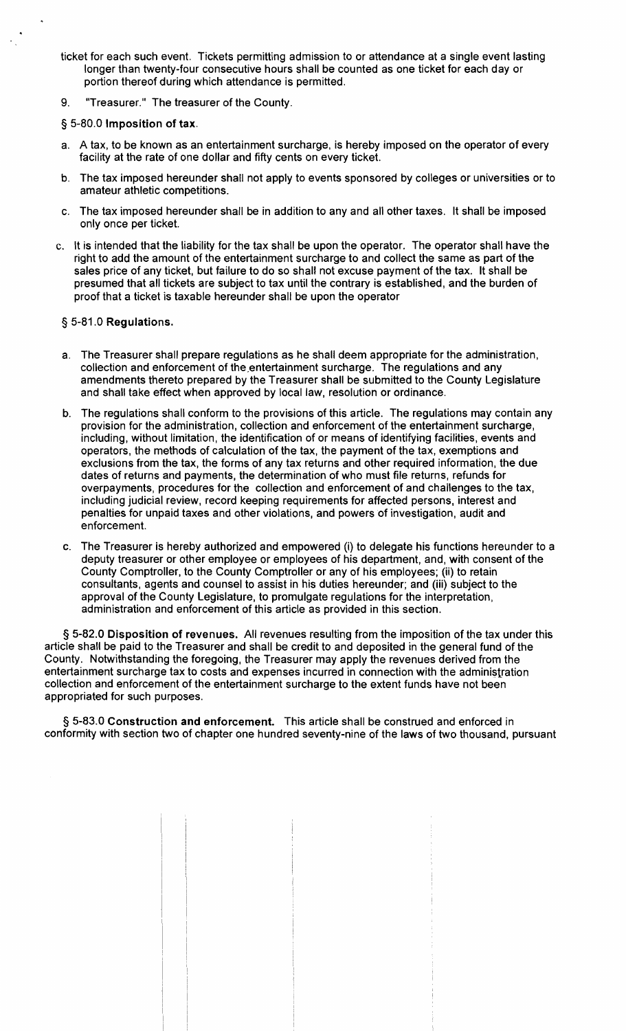ticket for each such event. Tickets permitting admission to or attendance at a single event lasting longer than twenty-four consecutive hours shall be counted as one ticket for each day or portion thereof during which attendance is permitted.

9. "Treasurer." The treasurer of the County.

§ 5-80.0 **Imposition of tax.**

a. A tax, to be known as an entertainment surcharge, is hereby imposed on the operator of every facility at the rate of one dollar and fifty cents on every ticket.

b. The tax imposed hereunder shall not apply to events sponsored by colleges or universities or to amateur athletic competitions.

c. The tax imposed hereunder shall be in addition to any and all other taxes. It shall be imposed only once per ticket.

c. It is intended that the liability for the tax shall be upon the operator. The operator shall have the right to add the amount of the entertainment surcharge to and collect the same as part of the sales price of any ticket, but failure to do so shall not excuse payment of the tax. It shall be presumed that all tickets are subject to tax until the contrary is established, and the burden of proof that a ticket is taxable hereunder shall be upon the operator

§ 5-81.0 **Regulations.**

a. The Treasurer shall prepare regulations as he shall deem appropriate for the administration, collection and enforcement of the entertainment surcharge. The regulations and any amendments thereto prepared by the Treasurer shall be submitted to the County Legislature and shall take effect when approved by local law, resolution or ordinance.

b. The regulations shall conform to the provisions of this article. The regulations may contain any provision for the administration, collection and enforcement of the entertainment surcharge, including, without limitation, the identification of or means of identifying facilities, events and operators, the methods of calculation of the tax, the payment of the tax, exemptions and exclusions from the tax, the forms of any tax returns and other required information, the due dates of returns and payments, the determination of who must file returns, refunds for overpayments, procedures for the collection and enforcement of and challenges to the tax, including judicial review, record keeping requirements for affected persons, interest and penalties for unpaid taxes and other violations, and powers of investigation, audit and enforcement.

c. The Treasurer is hereby authorized and empowered (i) to delegate his functions hereunder to a deputy treasurer or other employee or employees of his department, and, with consent of the County Comptroller, to the County Comptroller or any of his employees; (ii) to retain consultants, agents and counsel to assist in his duties hereunder; and (iii) subject to the approval of the County Legislature, to promulgate regulations for the interpretation, administration and enforcement of this article as provided in this section.

§ 5-82.0 **Disposition of revenues.** All revenues resulting from the imposition of the tax under this article shall be paid to the Treasurer and shall be credit to and deposited in the general fund of the County. Notwithstanding the foregoing, the Treasurer may apply the revenues derived from the entertainment surcharge tax to costs and expenses incurred in connection with the administration collection and enforcement of the entertainment surcharge to the extent funds have not been appropriated for such purposes.

§ 5-83.0 **Construction and enforcement.** This article shall be construed and enforced in conformity with section two of chapter one hundred seventy-nine of the laws of two thousand, pursuant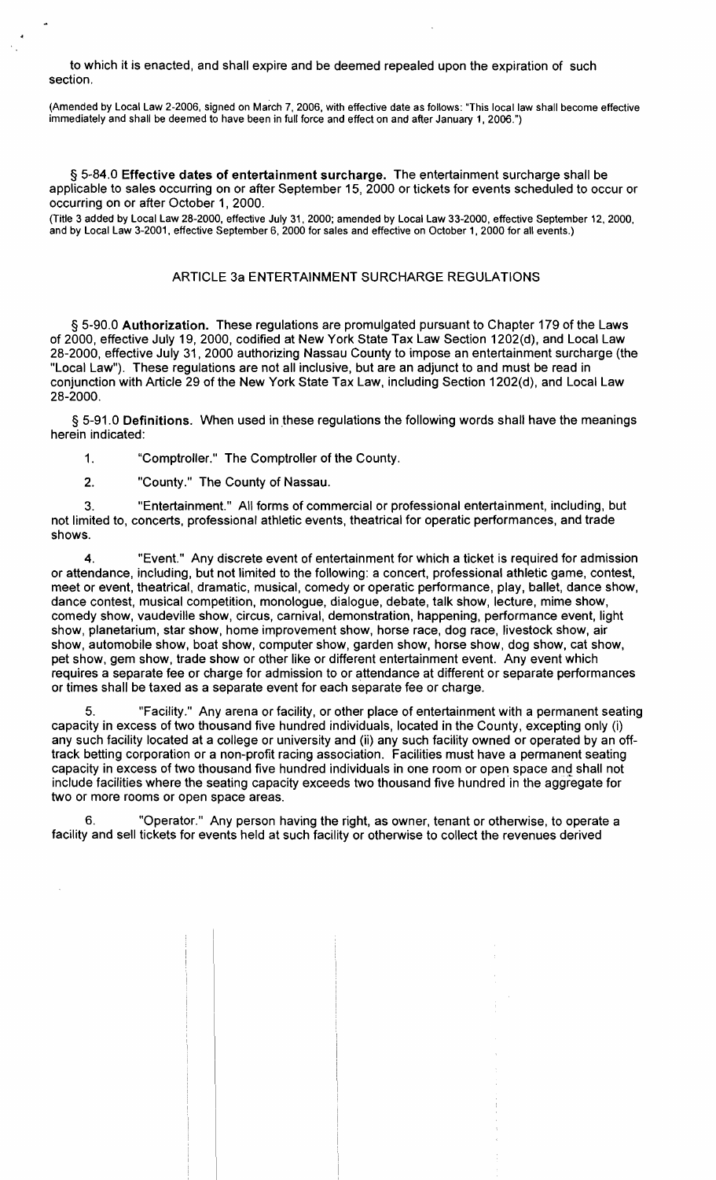to which it is enacted, and shall expire and be deemed repealed upon the expiration of such section.

(Amended by Local Law 2-2006, signed on March 7, 2006, with effective date as follows: "This local law shall become effective immediately and shall be deemed to have been in full force and effect on and after January 1, 2006.")

§ 5-84.0 **Effective dates of entertainment surcharge.** The entertainment surcharge shall be applicable to sales occurring on or after September 15, 2000 or tickets for events scheduled to occur or occurring on or after October 1, 2000.

(Title 3 added by Local Law 28-2000, effective July 31, 2000; amended by Local Law 33-2000, effective September 12, 2000, and by Local Law 3-2001, effective September 6, 2000 for sales and effective on October 1, 2000 for all events.)

## ARTICLE 3a ENTERTAINMENT SURCHARGE REGULATIONS

§ 5-90.0 **Authorization.** These regulations are promulgated pursuant to Chapter 179 of the Laws of 2000, effective July 19, 2000, codified at New York State Tax Law Section 1202(d), and Local Law 28-2000, effective July 31, 2000 authorizing Nassau County to impose an entertainment surcharge (the "Local Law"). These regulations are not all inclusive, but are an adjunct to and must be read in conjunction with Article 29 of the New York State Tax Law, including Section 1202(d), and Local Law 28-2000.

§ 5-91.0 **Definitions.** When used in these regulations the following words shall have the meanings herein indicated:

1. "Comptroller." The Comptroller of the County.

2. "County." The County of Nassau.

3. "Entertainment." All forms of commercial or professional entertainment, including, but not limited to, concerts, professional athletic events, theatrical for operatic performances, and trade shows.

4. "Event." Any discrete event of entertainment for which a ticket is required for admission or attendance, including, but not limited to the following: a concert, professional athletic game, contest, meet or event, theatrical, dramatic, musical, comedy or operatic performance, play, ballet, dance show, dance contest, musical competition, monologue, dialogue, debate, talk show, lecture, mime show, comedy show, vaudeville show, circus, carnival, demonstration, happening, performance event, light show, planetarium, star show, home improvement show, horse race, dog race, livestock show, air show, automobile show, boat show, computer show, garden show, horse show, dog show, cat show, pet show, gem show, trade show or other like or different entertainment event. Any event which requires a separate fee or charge for admission to or attendance at different or separate performances or times shall be taxed as a separate event for each separate fee or charge.

5. "Facility." Any arena or facility, or other place of entertainment with a permanent seating capacity in excess of two thousand five hundred individuals, located in the County, excepting only (i) any such facility located at a college or university and (ii) any such facility owned or operated by an off-track betting corporation or a non-profit racing association. Facilities must have a permanent seating capacity in excess of two thousand five hundred individuals in one room or open space and shall not include facilities where the seating capacity exceeds two thousand five hundred in the aggregate for two or more rooms or open space areas.

6. "Operator." Any person having the right, as owner, tenant or otherwise, to operate a facility and sell tickets for events held at such facility or otherwise to collect the revenues derived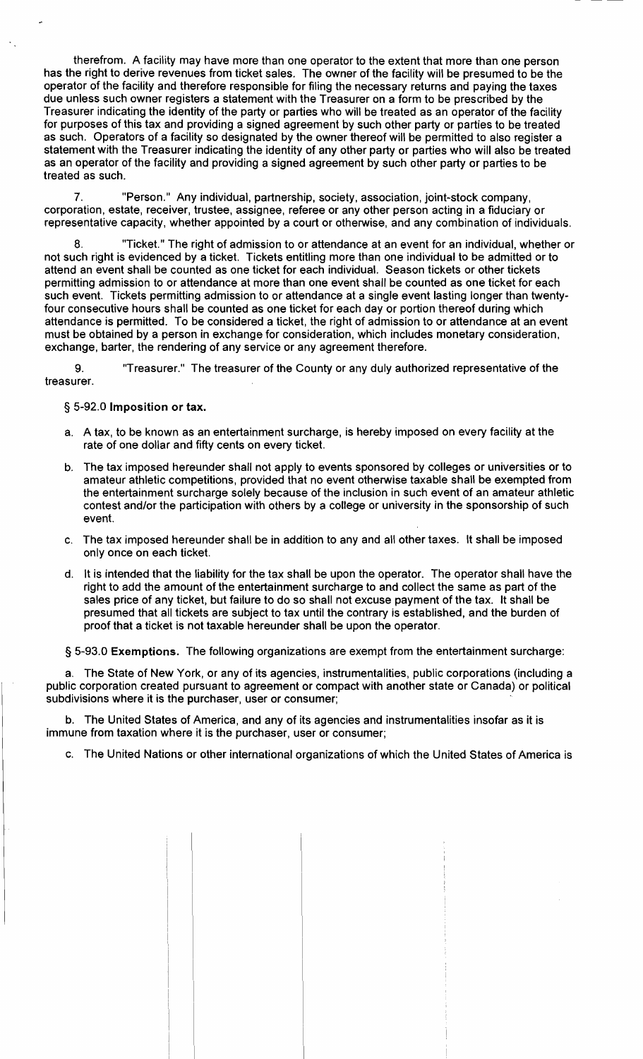therefrom. A facility may have more than one operator to the extent that more than one person has the right to derive revenues from ticket sales. The owner of the facility will be presumed to be the operator of the facility and therefore responsible for filing the necessary returns and paying the taxes due unless such owner registers a statement with the Treasurer on a form to be prescribed by the Treasurer indicating the identity of the party or parties who will be treated as an operator of the facility for purposes of this tax and providing a signed agreement by such other party or parties to be treated as such. Operators of a facility so designated by the owner thereof will be permitted to also register a statement with the Treasurer indicating the identity of any other party or parties who will also be treated as an operator of the facility and providing a signed agreement by such other party or parties to be treated as such.

7. "Person." Any individual, partnership, society, association, joint-stock company, corporation, estate, receiver, trustee, assignee, referee or any other person acting in a fiduciary or representative capacity, whether appointed by a court or otherwise, and any combination of individuals.

8. "Ticket." The right of admission to or attendance at an event for an individual, whether or not such right is evidenced by a ticket. Tickets entitling more than one individual to be admitted or to attend an event shall be counted as one ticket for each individual. Season tickets or other tickets permitting admission to or attendance at more than one event shall be counted as one ticket for each such event. Tickets permitting admission to or attendance at a single event lasting longer than twenty-four consecutive hours shall be counted as one ticket for each day or portion thereof during which attendance is permitted. To be considered a ticket, the right of admission to or attendance at an event must be obtained by a person in exchange for consideration, which includes monetary consideration, exchange, barter, the rendering of any service or any agreement therefore.

9. "Treasurer." The treasurer of the County or any duly authorized representative of the treasurer.

§ 5-92.0 **Imposition or tax.**

a. A tax, to be known as an entertainment surcharge, is hereby imposed on every facility at the rate of one dollar and fifty cents on every ticket.

b. The tax imposed hereunder shall not apply to events sponsored by colleges or universities or to amateur athletic competitions, provided that no event otherwise taxable shall be exempted from the entertainment surcharge solely because of the inclusion in such event of an amateur athletic contest and/or the participation with others by a college or university in the sponsorship of such event.

c. The tax imposed hereunder shall be in addition to any and all other taxes. It shall be imposed only once on each ticket.

d. It is intended that the liability for the tax shall be upon the operator. The operator shall have the right to add the amount of the entertainment surcharge to and collect the same as part of the sales price of any ticket, but failure to do so shall not excuse payment of the tax. It shall be presumed that all tickets are subject to tax until the contrary is established, and the burden of proof that a ticket is not taxable hereunder shall be upon the operator.

§ 5-93.0 **Exemptions.** The following organizations are exempt from the entertainment surcharge:

a. The State of New York, or any of its agencies, instrumentalities, public corporations (including a public corporation created pursuant to agreement or compact with another state or Canada) or political subdivisions where it is the purchaser, user or consumer;

b. The United States of America, and any of its agencies and instrumentalities insofar as it is immune from taxation where it is the purchaser, user or consumer;

c. The United Nations or other international organizations of which the United States of America is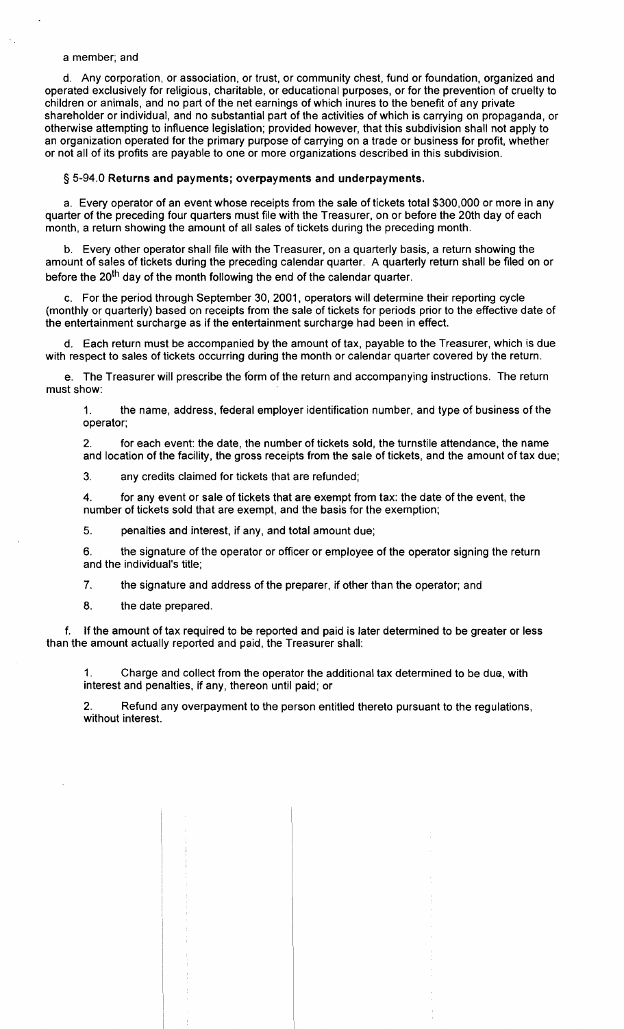a member; and

d. Any corporation, or association, or trust, or community chest, fund or foundation, organized and operated exclusively for religious, charitable, or educational purposes, or for the prevention of cruelty to children or animals, and no part of the net earnings of which inures to the benefit of any private shareholder or individual, and no substantial part of the activities of which is carrying on propaganda, or otherwise attempting to influence legislation; provided however, that this subdivision shall not apply to an organization operated for the primary purpose of carrying on a trade or business for profit, whether or not all of its profits are payable to one or more organizations described in this subdivision.

§ 5-94.0 **Returns and payments; overpayments and underpayments.**

a. Every operator of an event whose receipts from the sale of tickets total $300,000 or more in any quarter of the preceding four quarters must file with the Treasurer, on or before the 20th day of each month, a return showing the amount of all sales of tickets during the preceding month.

b. Every other operator shall file with the Treasurer, on a quarterly basis, a return showing the amount of sales of tickets during the preceding calendar quarter. A quarterly return shall be filed on or before the 20th day of the month following the end of the calendar quarter.

c. For the period through September 30, 2001, operators will determine their reporting cycle (monthly or quarterly) based on receipts from the sale of tickets for periods prior to the effective date of the entertainment surcharge as if the entertainment surcharge had been in effect.

d. Each return must be accompanied by the amount of tax, payable to the Treasurer, which is due with respect to sales of tickets occurring during the month or calendar quarter covered by the return.

e. The Treasurer will prescribe the form of the return and accompanying instructions. The return must show:

1. the name, address, federal employer identification number, and type of business of the operator;

2. for each event: the date, the number of tickets sold, the turnstile attendance, the name and location of the facility, the gross receipts from the sale of tickets, and the amount of tax due;

3. any credits claimed for tickets that are refunded;

4. for any event or sale of tickets that are exempt from tax: the date of the event, the number of tickets sold that are exempt, and the basis for the exemption;

5. penalties and interest, if any, and total amount due;

6. the signature of the operator or officer or employee of the operator signing the return and the individual's title;

7. the signature and address of the preparer, if other than the operator; and

8. the date prepared.

f. If the amount of tax required to be reported and paid is later determined to be greater or less than the amount actually reported and paid, the Treasurer shall:

1. Charge and collect from the operator the additional tax determined to be due, with interest and penalties, if any, thereon until paid; or

2. Refund any overpayment to the person entitled thereto pursuant to the regulations, without interest.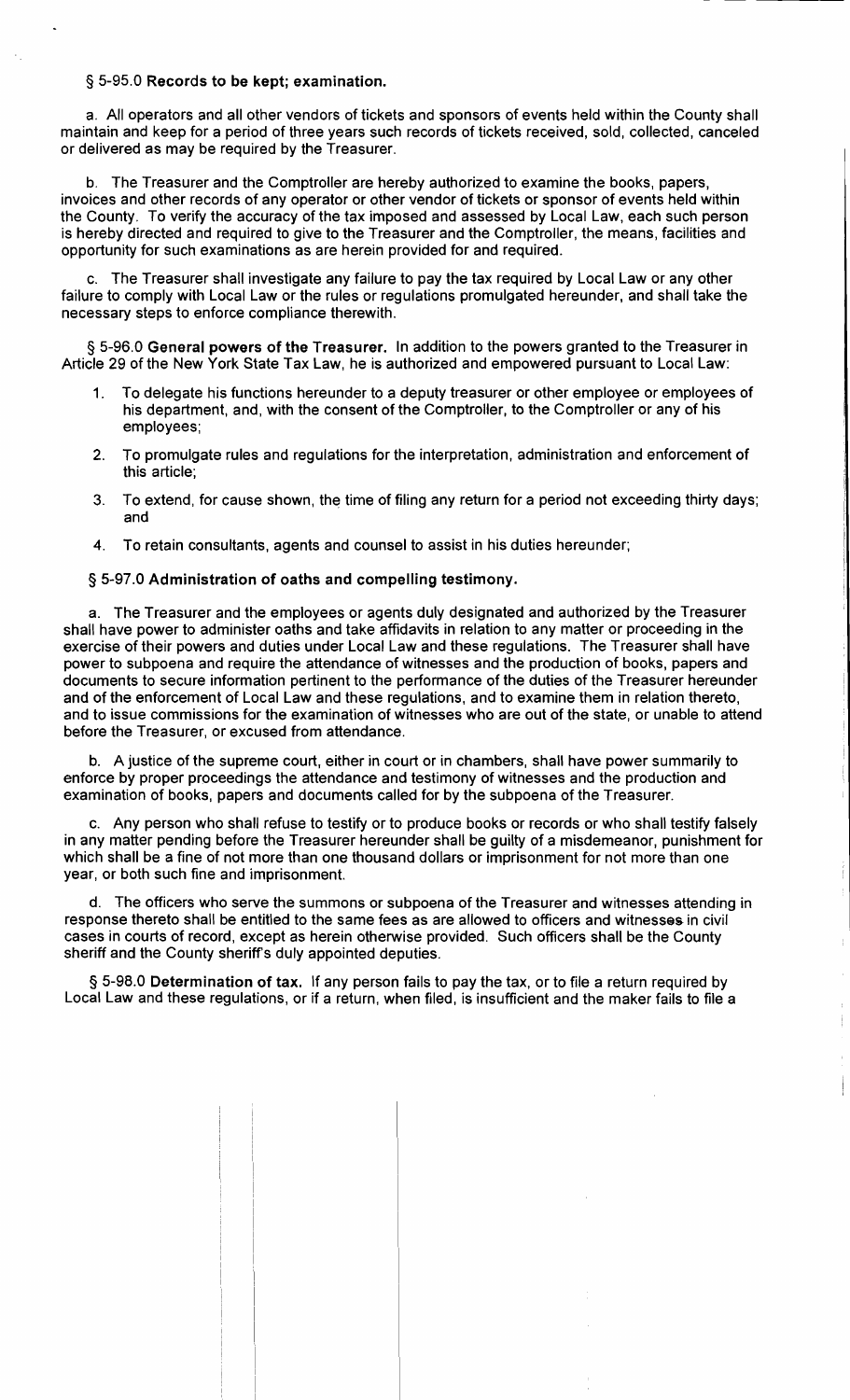§ 5-95.0 **Records to be kept; examination.**

a. All operators and all other vendors of tickets and sponsors of events held within the County shall maintain and keep for a period of three years such records of tickets received, sold, collected, canceled or delivered as may be required by the Treasurer.

b. The Treasurer and the Comptroller are hereby authorized to examine the books, papers, invoices and other records of any operator or other vendor of tickets or sponsor of events held within the County. To verify the accuracy of the tax imposed and assessed by Local Law, each such person is hereby directed and required to give to the Treasurer and the Comptroller, the means, facilities and opportunity for such examinations as are herein provided for and required.

c. The Treasurer shall investigate any failure to pay the tax required by Local Law or any other failure to comply with Local Law or the rules or regulations promulgated hereunder, and shall take the necessary steps to enforce compliance therewith.

§ 5-96.0 **General powers of the Treasurer.** In addition to the powers granted to the Treasurer in Article 29 of the New York State Tax Law, he is authorized and empowered pursuant to Local Law:

1. To delegate his functions hereunder to a deputy treasurer or other employee or employees of his department, and, with the consent of the Comptroller, to the Comptroller or any of his employees;
2. To promulgate rules and regulations for the interpretation, administration and enforcement of this article;
3. To extend, for cause shown, the time of filing any return for a period not exceeding thirty days; and
4. To retain consultants, agents and counsel to assist in his duties hereunder;

§ 5-97.0 **Administration of oaths and compelling testimony.**

a. The Treasurer and the employees or agents duly designated and authorized by the Treasurer shall have power to administer oaths and take affidavits in relation to any matter or proceeding in the exercise of their powers and duties under Local Law and these regulations. The Treasurer shall have power to subpoena and require the attendance of witnesses and the production of books, papers and documents to secure information pertinent to the performance of the duties of the Treasurer hereunder and of the enforcement of Local Law and these regulations, and to examine them in relation thereto, and to issue commissions for the examination of witnesses who are out of the state, or unable to attend before the Treasurer, or excused from attendance.

b. A justice of the supreme court, either in court or in chambers, shall have power summarily to enforce by proper proceedings the attendance and testimony of witnesses and the production and examination of books, papers and documents called for by the subpoena of the Treasurer.

c. Any person who shall refuse to testify or to produce books or records or who shall testify falsely in any matter pending before the Treasurer hereunder shall be guilty of a misdemeanor, punishment for which shall be a fine of not more than one thousand dollars or imprisonment for not more than one year, or both such fine and imprisonment.

d. The officers who serve the summons or subpoena of the Treasurer and witnesses attending in response thereto shall be entitled to the same fees as are allowed to officers and witnesses in civil cases in courts of record, except as herein otherwise provided. Such officers shall be the County sheriff and the County sheriff's duly appointed deputies.

§ 5-98.0 **Determination of tax.** If any person fails to pay the tax, or to file a return required by Local Law and these regulations, or if a return, when filed, is insufficient and the maker fails to file a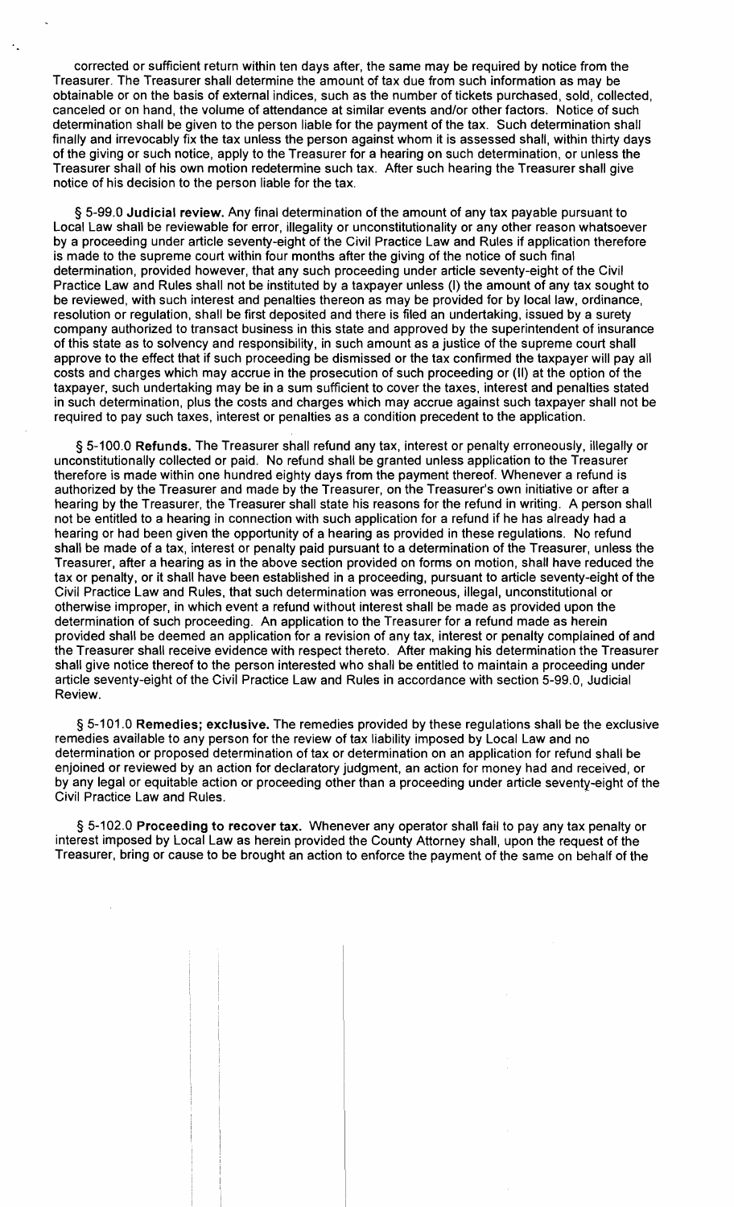corrected or sufficient return within ten days after, the same may be required by notice from the Treasurer. The Treasurer shall determine the amount of tax due from such information as may be obtainable or on the basis of external indices, such as the number of tickets purchased, sold, collected, canceled or on hand, the volume of attendance at similar events and/or other factors. Notice of such determination shall be given to the person liable for the payment of the tax. Such determination shall finally and irrevocably fix the tax unless the person against whom it is assessed shall, within thirty days of the giving or such notice, apply to the Treasurer for a hearing on such determination, or unless the Treasurer shall of his own motion redetermine such tax. After such hearing the Treasurer shall give notice of his decision to the person liable for the tax.

§ 5-99.0 **Judicial review.** Any final determination of the amount of any tax payable pursuant to Local Law shall be reviewable for error, illegality or unconstitutionality or any other reason whatsoever by a proceeding under article seventy-eight of the Civil Practice Law and Rules if application therefore is made to the supreme court within four months after the giving of the notice of such final determination, provided however, that any such proceeding under article seventy-eight of the Civil Practice Law and Rules shall not be instituted by a taxpayer unless (I) the amount of any tax sought to be reviewed, with such interest and penalties thereon as may be provided for by local law, ordinance, resolution or regulation, shall be first deposited and there is filed an undertaking, issued by a surety company authorized to transact business in this state and approved by the superintendent of insurance of this state as to solvency and responsibility, in such amount as a justice of the supreme court shall approve to the effect that if such proceeding be dismissed or the tax confirmed the taxpayer will pay all costs and charges which may accrue in the prosecution of such proceeding or (II) at the option of the taxpayer, such undertaking may be in a sum sufficient to cover the taxes, interest and penalties stated in such determination, plus the costs and charges which may accrue against such taxpayer shall not be required to pay such taxes, interest or penalties as a condition precedent to the application.

§ 5-100.0 **Refunds.** The Treasurer shall refund any tax, interest or penalty erroneously, illegally or unconstitutionally collected or paid. No refund shall be granted unless application to the Treasurer therefore is made within one hundred eighty days from the payment thereof. Whenever a refund is authorized by the Treasurer and made by the Treasurer, on the Treasurer's own initiative or after a hearing by the Treasurer, the Treasurer shall state his reasons for the refund in writing. A person shall not be entitled to a hearing in connection with such application for a refund if he has already had a hearing or had been given the opportunity of a hearing as provided in these regulations. No refund shall be made of a tax, interest or penalty paid pursuant to a determination of the Treasurer, unless the Treasurer, after a hearing as in the above section provided on forms on motion, shall have reduced the tax or penalty, or it shall have been established in a proceeding, pursuant to article seventy-eight of the Civil Practice Law and Rules, that such determination was erroneous, illegal, unconstitutional or otherwise improper, in which event a refund without interest shall be made as provided upon the determination of such proceeding. An application to the Treasurer for a refund made as herein provided shall be deemed an application for a revision of any tax, interest or penalty complained of and the Treasurer shall receive evidence with respect thereto. After making his determination the Treasurer shall give notice thereof to the person interested who shall be entitled to maintain a proceeding under article seventy-eight of the Civil Practice Law and Rules in accordance with section 5-99.0, Judicial Review.

§ 5-101.0 **Remedies; exclusive.** The remedies provided by these regulations shall be the exclusive remedies available to any person for the review of tax liability imposed by Local Law and no determination or proposed determination of tax or determination on an application for refund shall be enjoined or reviewed by an action for declaratory judgment, an action for money had and received, or by any legal or equitable action or proceeding other than a proceeding under article seventy-eight of the Civil Practice Law and Rules.

§ 5-102.0 **Proceeding to recover tax.** Whenever any operator shall fail to pay any tax penalty or interest imposed by Local Law as herein provided the County Attorney shall, upon the request of the Treasurer, bring or cause to be brought an action to enforce the payment of the same on behalf of the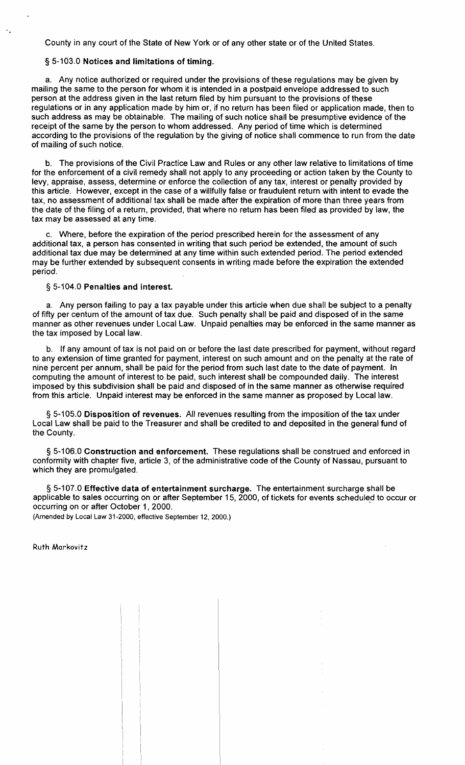County in any court of the State of New York or of any other state or of the United States.

§ 5-103.0 **Notices and limitations of timing.**

a. Any notice authorized or required under the provisions of these regulations may be given by mailing the same to the person for whom it is intended in a postpaid envelope addressed to such person at the address given in the last return filed by him pursuant to the provisions of these regulations or in any application made by him or, if no return has been filed or application made, then to such address as may be obtainable. The mailing of such notice shall be presumptive evidence of the receipt of the same by the person to whom addressed. Any period of time which is determined according to the provisions of the regulation by the giving of notice shall commence to run from the date of mailing of such notice.

b. The provisions of the Civil Practice Law and Rules or any other law relative to limitations of time for the enforcement of a civil remedy shall not apply to any proceeding or action taken by the County to levy, appraise, assess, determine or enforce the collection of any tax, interest or penalty provided by this article. However, except in the case of a willfully false or fraudulent return with intent to evade the tax, no assessment of additional tax shall be made after the expiration of more than three years from the date of the filing of a return, provided, that where no return has been filed as provided by law, the tax may be assessed at any time.

c. Where, before the expiration of the period prescribed herein for the assessment of any additional tax, a person has consented in writing that such period be extended, the amount of such additional tax due may be determined at any time within such extended period. The period extended may be further extended by subsequent consents in writing made before the expiration the extended period.

§ 5-104.0 **Penalties and interest.**

a. Any person failing to pay a tax payable under this article when due shall be subject to a penalty of fifty per centum of the amount of tax due. Such penalty shall be paid and disposed of in the same manner as other revenues under Local Law. Unpaid penalties may be enforced in the same manner as the tax imposed by Local law.

b. If any amount of tax is not paid on or before the last date prescribed for payment, without regard to any extension of time granted for payment, interest on such amount and on the penalty at the rate of nine percent per annum, shall be paid for the period from such last date to the date of payment. In computing the amount of interest to be paid, such interest shall be compounded daily. The interest imposed by this subdivision shall be paid and disposed of in the same manner as otherwise required from this article. Unpaid interest may be enforced in the same manner as proposed by Local law.

§ 5-105.0 **Disposition of revenues.** All revenues resulting from the imposition of the tax under Local Law shall be paid to the Treasurer and shall be credited to and deposited in the general fund of the County.

§ 5-106.0 **Construction and enforcement.** These regulations shall be construed and enforced in conformity with chapter five, article 3, of the administrative code of the County of Nassau, pursuant to which they are promulgated.

§ 5-107.0 **Effective data of entertainment surcharge.** The entertainment surcharge shall be applicable to sales occurring on or after September 15, 2000, of tickets for events scheduled to occur or occurring on or after October 1, 2000.
(Amended by Local Law 31-2000, effective September 12, 2000.)

Ruth Markovitz